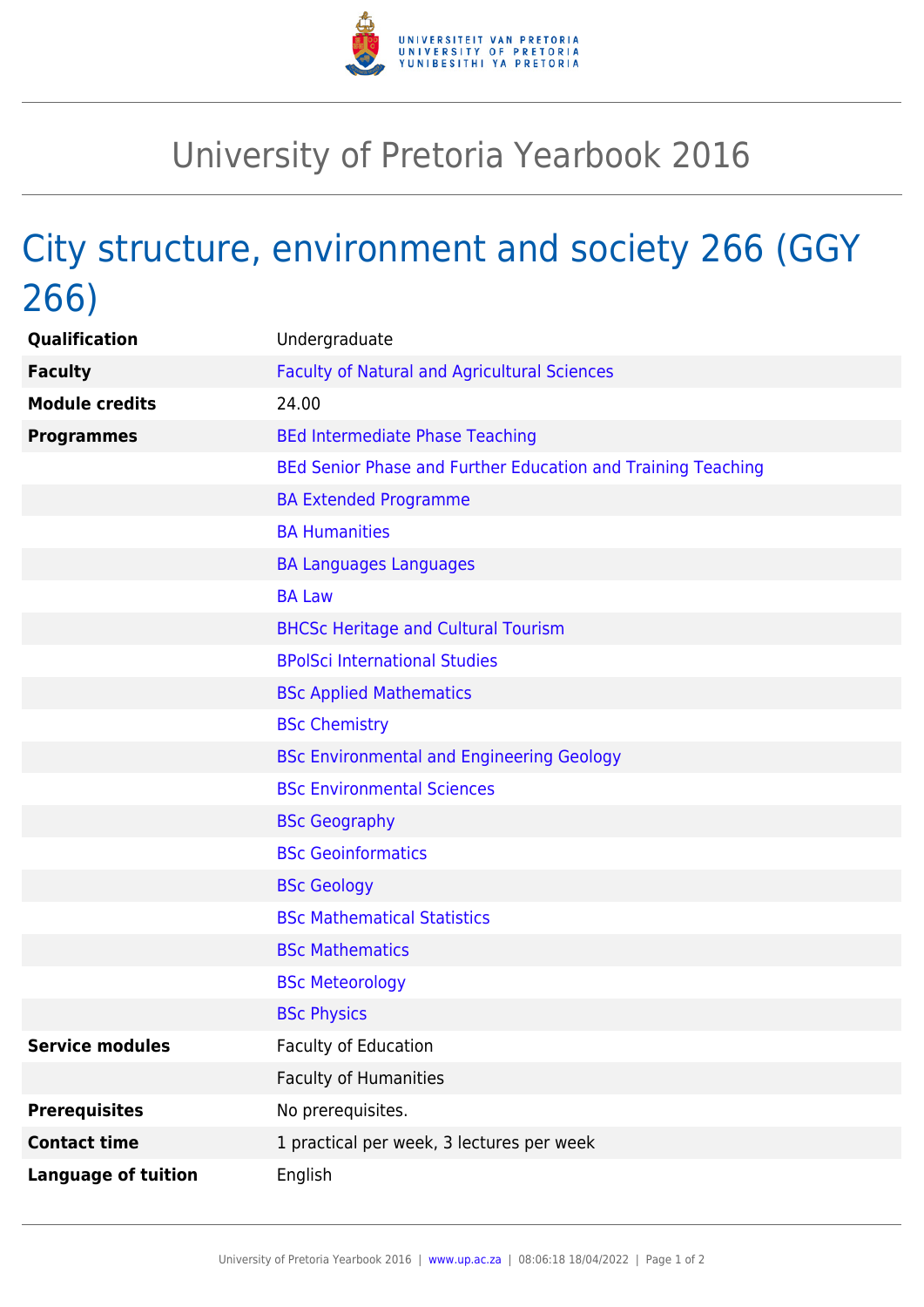# University of Pretoria Yearbook 2016

## City structure, environment and society 266 (GGY 266)

| | |
|---|---|
| **Qualification** | Undergraduate |
| **Faculty** | Faculty of Natural and Agricultural Sciences |
| **Module credits** | 24.00 |
| **Programmes** | BEd Intermediate Phase Teaching |
| | BEd Senior Phase and Further Education and Training Teaching |
| | BA Extended Programme |
| | BA Humanities |
| | BA Languages Languages |
| | BA Law |
| | BHCSc Heritage and Cultural Tourism |
| | BPolSci International Studies |
| | BSc Applied Mathematics |
| | BSc Chemistry |
| | BSc Environmental and Engineering Geology |
| | BSc Environmental Sciences |
| | BSc Geography |
| | BSc Geoinformatics |
| | BSc Geology |
| | BSc Mathematical Statistics |
| | BSc Mathematics |
| | BSc Meteorology |
| | BSc Physics |
| **Service modules** | Faculty of Education |
| | Faculty of Humanities |
| **Prerequisites** | No prerequisites. |
| **Contact time** | 1 practical per week, 3 lectures per week |
| **Language of tuition** | English |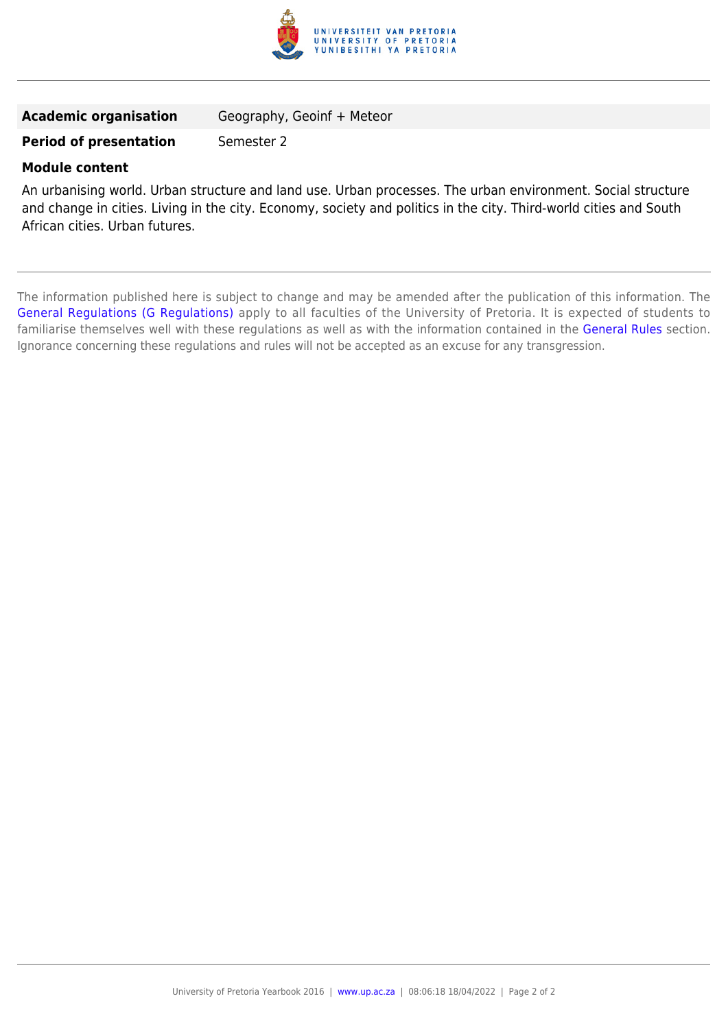| | |
|---|---|
| **Academic organisation** | Geography, Geoinf + Meteor |
| **Period of presentation** | Semester 2 |

**Module content**

An urbanising world. Urban structure and land use. Urban processes. The urban environment. Social structure and change in cities. Living in the city. Economy, society and politics in the city. Third-world cities and South African cities. Urban futures.

The information published here is subject to change and may be amended after the publication of this information. The General Regulations (G Regulations) apply to all faculties of the University of Pretoria. It is expected of students to familiarise themselves well with these regulations as well as with the information contained in the General Rules section. Ignorance concerning these regulations and rules will not be accepted as an excuse for any transgression.